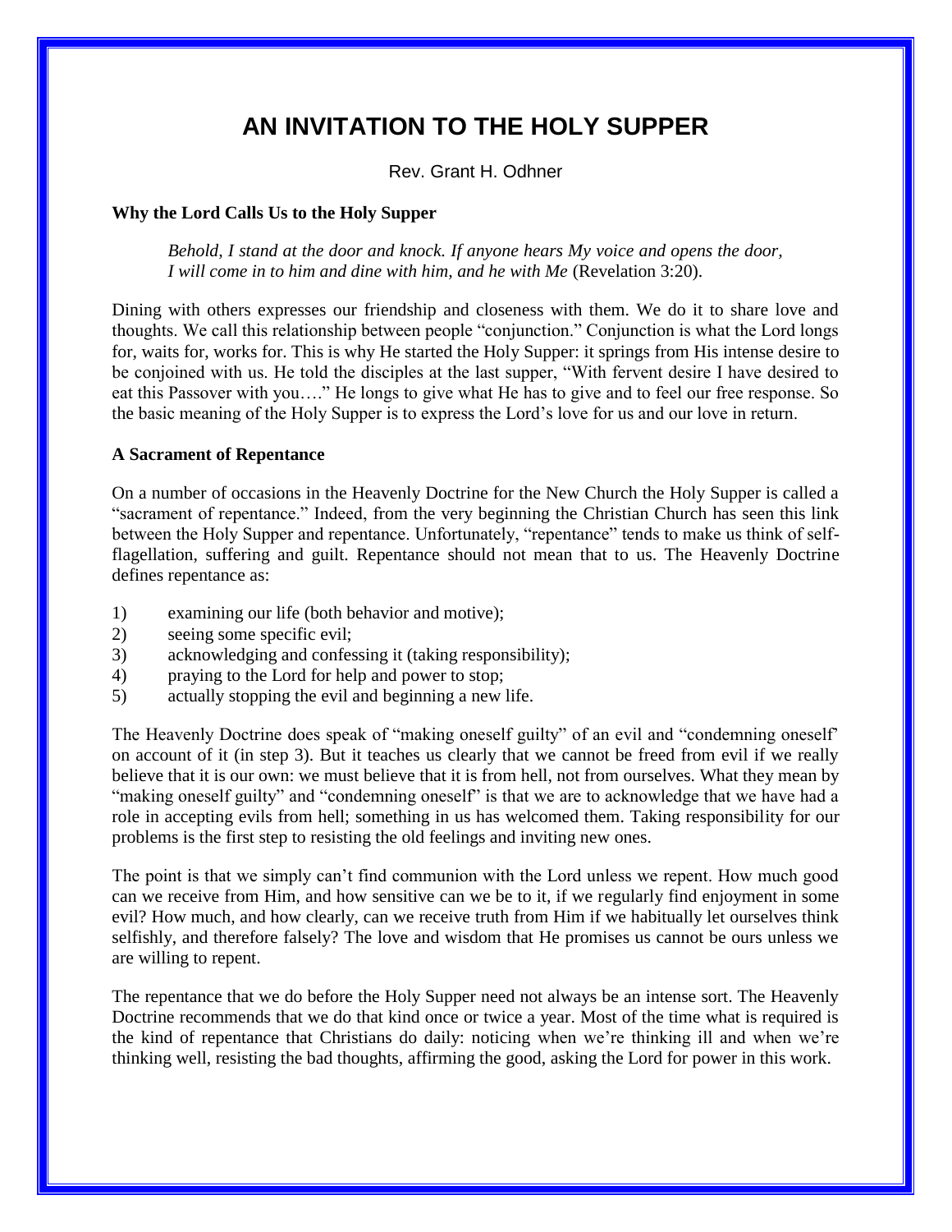# AN INVITATION TO THE HOLY SUPPER

Rev. Grant H. Odhner

**Why the Lord Calls Us to the Holy Supper**

> *Behold, I stand at the door and knock. If anyone hears My voice and opens the door, I will come in to him and dine with him, and he with Me* (Revelation 3:20).

Dining with others expresses our friendship and closeness with them. We do it to share love and thoughts. We call this relationship between people "conjunction." Conjunction is what the Lord longs for, waits for, works for. This is why He started the Holy Supper: it springs from His intense desire to be conjoined with us. He told the disciples at the last supper, "With fervent desire I have desired to eat this Passover with you…." He longs to give what He has to give and to feel our free response. So the basic meaning of the Holy Supper is to express the Lord's love for us and our love in return.

**A Sacrament of Repentance**

On a number of occasions in the Heavenly Doctrine for the New Church the Holy Supper is called a "sacrament of repentance." Indeed, from the very beginning the Christian Church has seen this link between the Holy Supper and repentance. Unfortunately, "repentance" tends to make us think of self-flagellation, suffering and guilt. Repentance should not mean that to us. The Heavenly Doctrine defines repentance as:

1) examining our life (both behavior and motive);
2) seeing some specific evil;
3) acknowledging and confessing it (taking responsibility);
4) praying to the Lord for help and power to stop;
5) actually stopping the evil and beginning a new life.

The Heavenly Doctrine does speak of "making oneself guilty" of an evil and "condemning oneself" on account of it (in step 3). But it teaches us clearly that we cannot be freed from evil if we really believe that it is our own: we must believe that it is from hell, not from ourselves. What they mean by "making oneself guilty" and "condemning oneself" is that we are to acknowledge that we have had a role in accepting evils from hell; something in us has welcomed them. Taking responsibility for our problems is the first step to resisting the old feelings and inviting new ones.

The point is that we simply can't find communion with the Lord unless we repent. How much good can we receive from Him, and how sensitive can we be to it, if we regularly find enjoyment in some evil? How much, and how clearly, can we receive truth from Him if we habitually let ourselves think selfishly, and therefore falsely? The love and wisdom that He promises us cannot be ours unless we are willing to repent.

The repentance that we do before the Holy Supper need not always be an intense sort. The Heavenly Doctrine recommends that we do that kind once or twice a year. Most of the time what is required is the kind of repentance that Christians do daily: noticing when we're thinking ill and when we're thinking well, resisting the bad thoughts, affirming the good, asking the Lord for power in this work.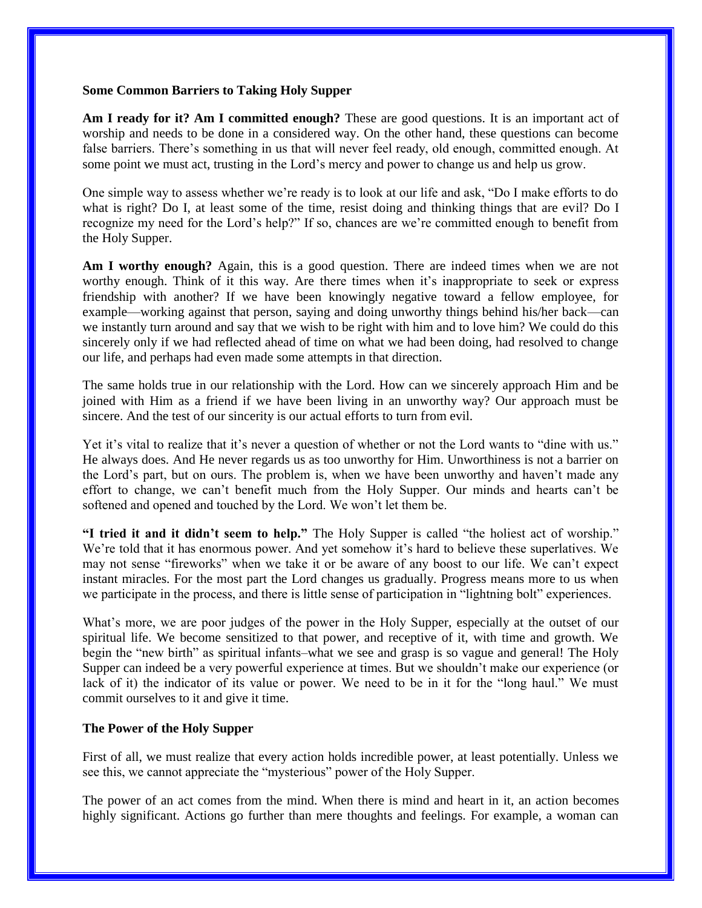**Some Common Barriers to Taking Holy Supper**

**Am I ready for it? Am I committed enough?** These are good questions. It is an important act of worship and needs to be done in a considered way. On the other hand, these questions can become false barriers. There's something in us that will never feel ready, old enough, committed enough. At some point we must act, trusting in the Lord's mercy and power to change us and help us grow.

One simple way to assess whether we're ready is to look at our life and ask, "Do I make efforts to do what is right? Do I, at least some of the time, resist doing and thinking things that are evil? Do I recognize my need for the Lord's help?" If so, chances are we're committed enough to benefit from the Holy Supper.

**Am I worthy enough?** Again, this is a good question. There are indeed times when we are not worthy enough. Think of it this way. Are there times when it's inappropriate to seek or express friendship with another? If we have been knowingly negative toward a fellow employee, for example—working against that person, saying and doing unworthy things behind his/her back—can we instantly turn around and say that we wish to be right with him and to love him? We could do this sincerely only if we had reflected ahead of time on what we had been doing, had resolved to change our life, and perhaps had even made some attempts in that direction.

The same holds true in our relationship with the Lord. How can we sincerely approach Him and be joined with Him as a friend if we have been living in an unworthy way? Our approach must be sincere. And the test of our sincerity is our actual efforts to turn from evil.

Yet it's vital to realize that it's never a question of whether or not the Lord wants to "dine with us." He always does. And He never regards us as too unworthy for Him. Unworthiness is not a barrier on the Lord's part, but on ours. The problem is, when we have been unworthy and haven't made any effort to change, we can't benefit much from the Holy Supper. Our minds and hearts can't be softened and opened and touched by the Lord. We won't let them be.

**"I tried it and it didn't seem to help."** The Holy Supper is called "the holiest act of worship." We're told that it has enormous power. And yet somehow it's hard to believe these superlatives. We may not sense "fireworks" when we take it or be aware of any boost to our life. We can't expect instant miracles. For the most part the Lord changes us gradually. Progress means more to us when we participate in the process, and there is little sense of participation in "lightning bolt" experiences.

What's more, we are poor judges of the power in the Holy Supper, especially at the outset of our spiritual life. We become sensitized to that power, and receptive of it, with time and growth. We begin the "new birth" as spiritual infants–what we see and grasp is so vague and general! The Holy Supper can indeed be a very powerful experience at times. But we shouldn't make our experience (or lack of it) the indicator of its value or power. We need to be in it for the "long haul." We must commit ourselves to it and give it time.

**The Power of the Holy Supper**

First of all, we must realize that every action holds incredible power, at least potentially. Unless we see this, we cannot appreciate the "mysterious" power of the Holy Supper.

The power of an act comes from the mind. When there is mind and heart in it, an action becomes highly significant. Actions go further than mere thoughts and feelings. For example, a woman can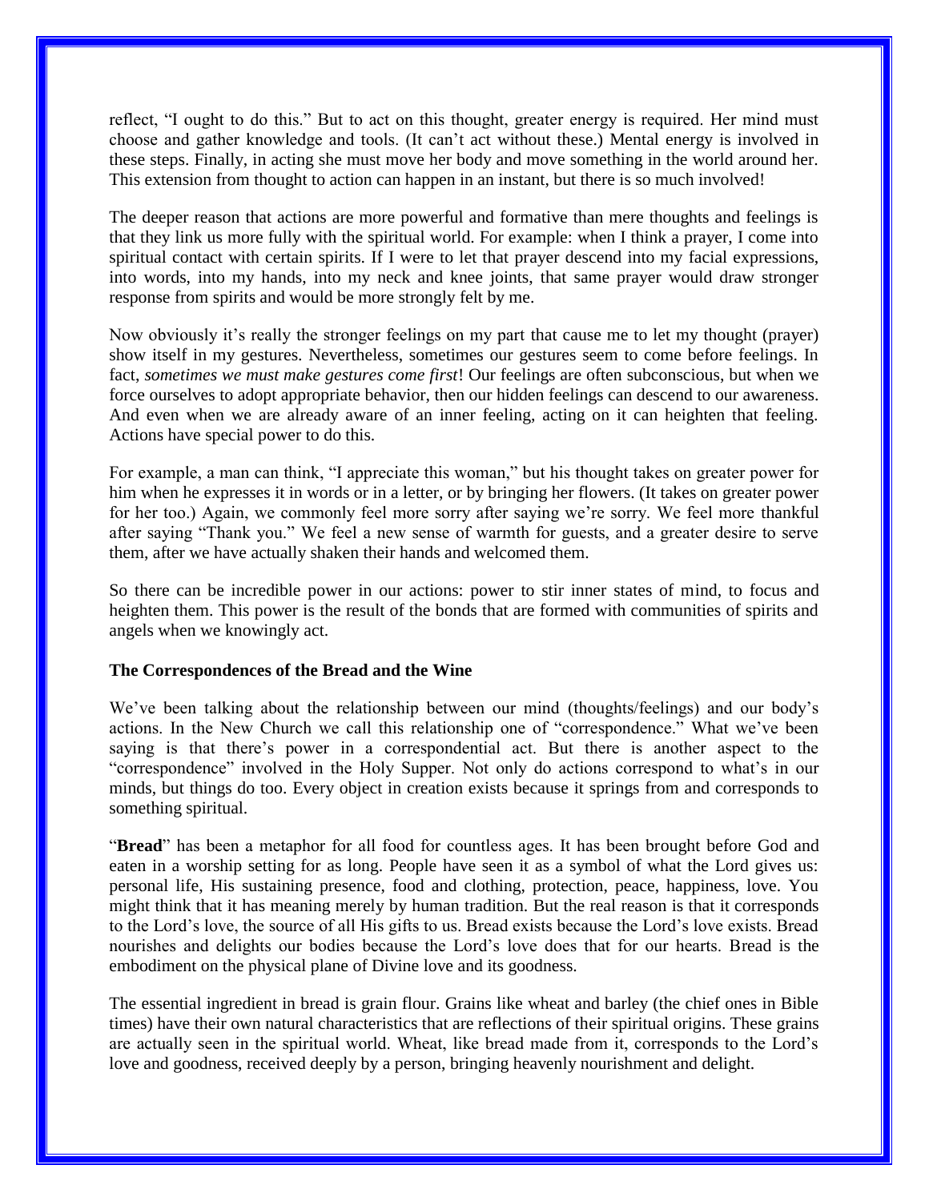reflect, "I ought to do this." But to act on this thought, greater energy is required. Her mind must choose and gather knowledge and tools. (It can't act without these.) Mental energy is involved in these steps. Finally, in acting she must move her body and move something in the world around her. This extension from thought to action can happen in an instant, but there is so much involved!

The deeper reason that actions are more powerful and formative than mere thoughts and feelings is that they link us more fully with the spiritual world. For example: when I think a prayer, I come into spiritual contact with certain spirits. If I were to let that prayer descend into my facial expressions, into words, into my hands, into my neck and knee joints, that same prayer would draw stronger response from spirits and would be more strongly felt by me.

Now obviously it's really the stronger feelings on my part that cause me to let my thought (prayer) show itself in my gestures. Nevertheless, sometimes our gestures seem to come before feelings. In fact, *sometimes we must make gestures come first*! Our feelings are often subconscious, but when we force ourselves to adopt appropriate behavior, then our hidden feelings can descend to our awareness. And even when we are already aware of an inner feeling, acting on it can heighten that feeling. Actions have special power to do this.

For example, a man can think, "I appreciate this woman," but his thought takes on greater power for him when he expresses it in words or in a letter, or by bringing her flowers. (It takes on greater power for her too.) Again, we commonly feel more sorry after saying we're sorry. We feel more thankful after saying "Thank you." We feel a new sense of warmth for guests, and a greater desire to serve them, after we have actually shaken their hands and welcomed them.

So there can be incredible power in our actions: power to stir inner states of mind, to focus and heighten them. This power is the result of the bonds that are formed with communities of spirits and angels when we knowingly act.

**The Correspondences of the Bread and the Wine**

We've been talking about the relationship between our mind (thoughts/feelings) and our body's actions. In the New Church we call this relationship one of "correspondence." What we've been saying is that there's power in a correspondential act. But there is another aspect to the "correspondence" involved in the Holy Supper. Not only do actions correspond to what's in our minds, but things do too. Every object in creation exists because it springs from and corresponds to something spiritual.

"**Bread**" has been a metaphor for all food for countless ages. It has been brought before God and eaten in a worship setting for as long. People have seen it as a symbol of what the Lord gives us: personal life, His sustaining presence, food and clothing, protection, peace, happiness, love. You might think that it has meaning merely by human tradition. But the real reason is that it corresponds to the Lord's love, the source of all His gifts to us. Bread exists because the Lord's love exists. Bread nourishes and delights our bodies because the Lord's love does that for our hearts. Bread is the embodiment on the physical plane of Divine love and its goodness.

The essential ingredient in bread is grain flour. Grains like wheat and barley (the chief ones in Bible times) have their own natural characteristics that are reflections of their spiritual origins. These grains are actually seen in the spiritual world. Wheat, like bread made from it, corresponds to the Lord's love and goodness, received deeply by a person, bringing heavenly nourishment and delight.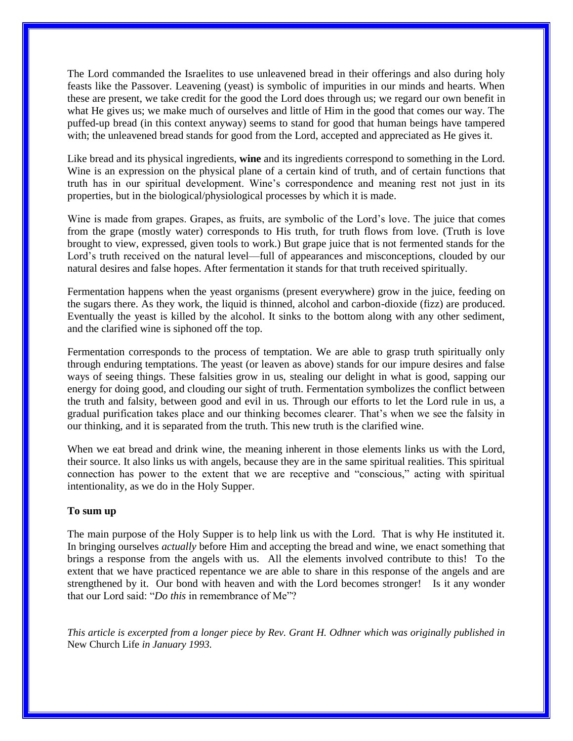The Lord commanded the Israelites to use unleavened bread in their offerings and also during holy feasts like the Passover. Leavening (yeast) is symbolic of impurities in our minds and hearts. When these are present, we take credit for the good the Lord does through us; we regard our own benefit in what He gives us; we make much of ourselves and little of Him in the good that comes our way. The puffed-up bread (in this context anyway) seems to stand for good that human beings have tampered with; the unleavened bread stands for good from the Lord, accepted and appreciated as He gives it.

Like bread and its physical ingredients, **wine** and its ingredients correspond to something in the Lord. Wine is an expression on the physical plane of a certain kind of truth, and of certain functions that truth has in our spiritual development. Wine's correspondence and meaning rest not just in its properties, but in the biological/physiological processes by which it is made.

Wine is made from grapes. Grapes, as fruits, are symbolic of the Lord's love. The juice that comes from the grape (mostly water) corresponds to His truth, for truth flows from love. (Truth is love brought to view, expressed, given tools to work.) But grape juice that is not fermented stands for the Lord's truth received on the natural level—full of appearances and misconceptions, clouded by our natural desires and false hopes. After fermentation it stands for that truth received spiritually.

Fermentation happens when the yeast organisms (present everywhere) grow in the juice, feeding on the sugars there. As they work, the liquid is thinned, alcohol and carbon-dioxide (fizz) are produced. Eventually the yeast is killed by the alcohol. It sinks to the bottom along with any other sediment, and the clarified wine is siphoned off the top.

Fermentation corresponds to the process of temptation. We are able to grasp truth spiritually only through enduring temptations. The yeast (or leaven as above) stands for our impure desires and false ways of seeing things. These falsities grow in us, stealing our delight in what is good, sapping our energy for doing good, and clouding our sight of truth. Fermentation symbolizes the conflict between the truth and falsity, between good and evil in us. Through our efforts to let the Lord rule in us, a gradual purification takes place and our thinking becomes clearer. That's when we see the falsity in our thinking, and it is separated from the truth. This new truth is the clarified wine.

When we eat bread and drink wine, the meaning inherent in those elements links us with the Lord, their source. It also links us with angels, because they are in the same spiritual realities. This spiritual connection has power to the extent that we are receptive and "conscious," acting with spiritual intentionality, as we do in the Holy Supper.

**To sum up**

The main purpose of the Holy Supper is to help link us with the Lord. That is why He instituted it. In bringing ourselves *actually* before Him and accepting the bread and wine, we enact something that brings a response from the angels with us. All the elements involved contribute to this! To the extent that we have practiced repentance we are able to share in this response of the angels and are strengthened by it. Our bond with heaven and with the Lord becomes stronger! Is it any wonder that our Lord said: "*Do this* in remembrance of Me"?

*This article is excerpted from a longer piece by Rev. Grant H. Odhner which was originally published in* New Church Life *in January 1993.*